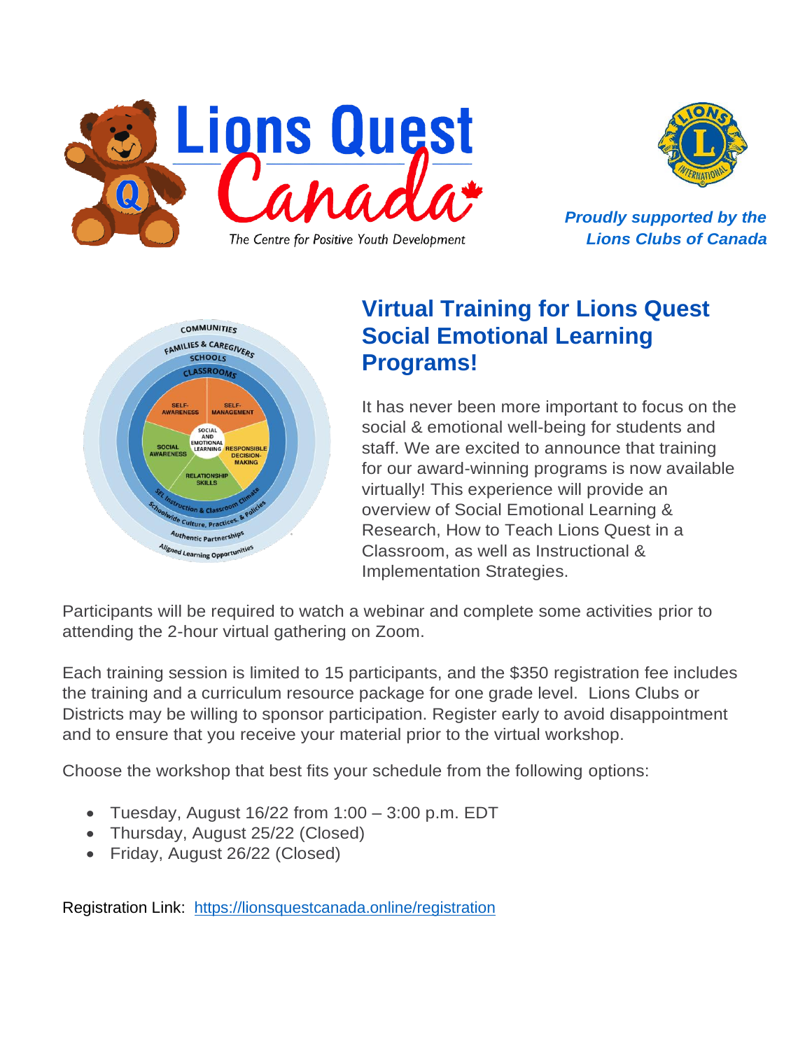Lions Quest Canada

The Centre for Positive Youth Development

*Proudly supported by the Lions Clubs of Canada*

## Virtual Training for Lions Quest Social Emotional Learning Programs!

It has never been more important to focus on the social & emotional well-being for students and staff. We are excited to announce that training for our award-winning programs is now available virtually! This experience will provide an overview of Social Emotional Learning & Research, How to Teach Lions Quest in a Classroom, as well as Instructional & Implementation Strategies.

Participants will be required to watch a webinar and complete some activities prior to attending the 2-hour virtual gathering on Zoom.

Each training session is limited to 15 participants, and the $350 registration fee includes the training and a curriculum resource package for one grade level. Lions Clubs or Districts may be willing to sponsor participation. Register early to avoid disappointment and to ensure that you receive your material prior to the virtual workshop.

Choose the workshop that best fits your schedule from the following options:

- Tuesday, August 16/22 from 1:00 – 3:00 p.m. EDT
- Thursday, August 25/22 (Closed)
- Friday, August 26/22 (Closed)

Registration Link: https://lionsquestcanada.online/registration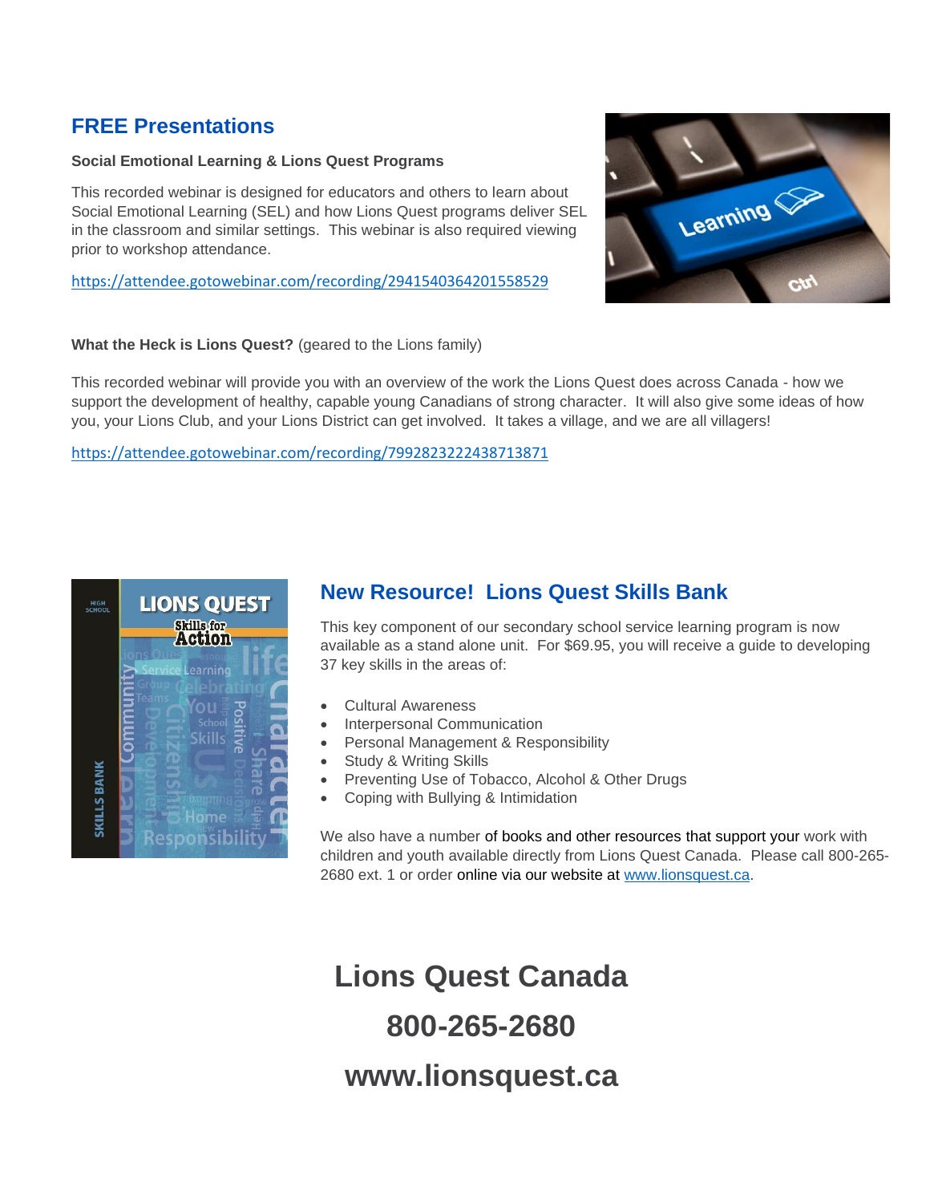## FREE Presentations

**Social Emotional Learning & Lions Quest Programs**

This recorded webinar is designed for educators and others to learn about Social Emotional Learning (SEL) and how Lions Quest programs deliver SEL in the classroom and similar settings. This webinar is also required viewing prior to workshop attendance.

https://attendee.gotowebinar.com/recording/2941540364201558529

**What the Heck is Lions Quest?** (geared to the Lions family)

This recorded webinar will provide you with an overview of the work the Lions Quest does across Canada - how we support the development of healthy, capable young Canadians of strong character. It will also give some ideas of how you, your Lions Club, and your Lions District can get involved. It takes a village, and we are all villagers!

https://attendee.gotowebinar.com/recording/7992823222438713871

## New Resource! Lions Quest Skills Bank

This key component of our secondary school service learning program is now available as a stand alone unit. For $69.95, you will receive a guide to developing 37 key skills in the areas of:

- Cultural Awareness
- Interpersonal Communication
- Personal Management & Responsibility
- Study & Writing Skills
- Preventing Use of Tobacco, Alcohol & Other Drugs
- Coping with Bullying & Intimidation

We also have a number of books and other resources that support your work with children and youth available directly from Lions Quest Canada. Please call 800-265-2680 ext. 1 or order online via our website at www.lionsquest.ca.

**Lions Quest Canada**

**800-265-2680**

**www.lionsquest.ca**